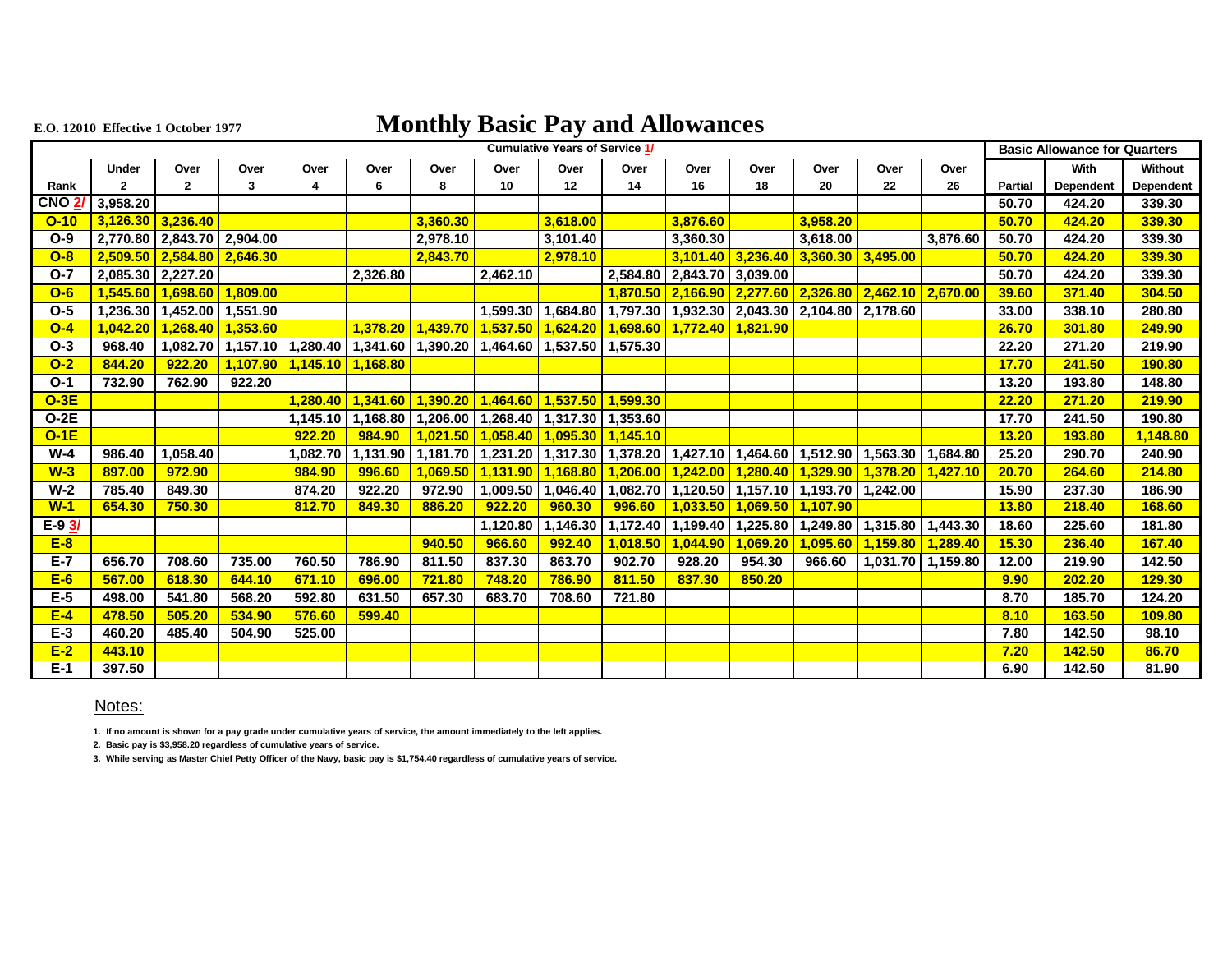E.O. 12010 Effective 1 October 1977

# Monthly Basic Pay and Allowances

| | Cumulative Years of Service 1/ | | | | | | | | | | | | | | Basic Allowance for Quarters | | |
|---|---|---|---|---|---|---|---|---|---|---|---|---|---|---|---|---|---|
| Rank | Under 2 | Over 2 | Over 3 | Over 4 | Over 6 | Over 8 | Over 10 | Over 12 | Over 14 | Over 16 | Over 18 | Over 20 | Over 22 | Over 26 | Partial | With Dependent | Without Dependent |
| CNO 2/ | 3,958.20 | | | | | | | | | | | | | | 50.70 | 424.20 | 339.30 |
| O-10 | 3,126.30 | 3,236.40 | | | | 3,360.30 | | 3,618.00 | | 3,876.60 | | 3,958.20 | | | 50.70 | 424.20 | 339.30 |
| O-9 | 2,770.80 | 2,843.70 | 2,904.00 | | | 2,978.10 | | 3,101.40 | | 3,360.30 | | 3,618.00 | | 3,876.60 | 50.70 | 424.20 | 339.30 |
| O-8 | 2,509.50 | 2,584.80 | 2,646.30 | | | 2,843.70 | | 2,978.10 | | 3,101.40 | 3,236.40 | 3,360.30 | 3,495.00 | | 50.70 | 424.20 | 339.30 |
| O-7 | 2,085.30 | 2,227.20 | | | 2,326.80 | | 2,462.10 | | 2,584.80 | 2,843.70 | 3,039.00 | | | | 50.70 | 424.20 | 339.30 |
| O-6 | 1,545.60 | 1,698.60 | 1,809.00 | | | | | | 1,870.50 | 2,166.90 | 2,277.60 | 2,326.80 | 2,462.10 | 2,670.00 | 39.60 | 371.40 | 304.50 |
| O-5 | 1,236.30 | 1,452.00 | 1,551.90 | | | | 1,599.30 | 1,684.80 | 1,797.30 | 1,932.30 | 2,043.30 | 2,104.80 | 2,178.60 | | 33.00 | 338.10 | 280.80 |
| O-4 | 1,042.20 | 1,268.40 | 1,353.60 | | 1,378.20 | 1,439.70 | 1,537.50 | 1,624.20 | 1,698.60 | 1,772.40 | 1,821.90 | | | | 26.70 | 301.80 | 249.90 |
| O-3 | 968.40 | 1,082.70 | 1,157.10 | 1,280.40 | 1,341.60 | 1,390.20 | 1,464.60 | 1,537.50 | 1,575.30 | | | | | | 22.20 | 271.20 | 219.90 |
| O-2 | 844.20 | 922.20 | 1,107.90 | 1,145.10 | 1,168.80 | | | | | | | | | | 17.70 | 241.50 | 190.80 |
| O-1 | 732.90 | 762.90 | 922.20 | | | | | | | | | | | | 13.20 | 193.80 | 148.80 |
| O-3E | | | | 1,280.40 | 1,341.60 | 1,390.20 | 1,464.60 | 1,537.50 | 1,599.30 | | | | | | 22.20 | 271.20 | 219.90 |
| O-2E | | | | 1,145.10 | 1,168.80 | 1,206.00 | 1,268.40 | 1,317.30 | 1,353.60 | | | | | | 17.70 | 241.50 | 190.80 |
| O-1E | | | | 922.20 | 984.90 | 1,021.50 | 1,058.40 | 1,095.30 | 1,145.10 | | | | | | 13.20 | 193.80 | 1,148.80 |
| W-4 | 986.40 | 1,058.40 | | 1,082.70 | 1,131.90 | 1,181.70 | 1,231.20 | 1,317.30 | 1,378.20 | 1,427.10 | 1,464.60 | 1,512.90 | 1,563.30 | 1,684.80 | 25.20 | 290.70 | 240.90 |
| W-3 | 897.00 | 972.90 | | 984.90 | 996.60 | 1,069.50 | 1,131.90 | 1,168.80 | 1,206.00 | 1,242.00 | 1,280.40 | 1,329.90 | 1,378.20 | 1,427.10 | 20.70 | 264.60 | 214.80 |
| W-2 | 785.40 | 849.30 | | 874.20 | 922.20 | 972.90 | 1,009.50 | 1,046.40 | 1,082.70 | 1,120.50 | 1,157.10 | 1,193.70 | 1,242.00 | | 15.90 | 237.30 | 186.90 |
| W-1 | 654.30 | 750.30 | | 812.70 | 849.30 | 886.20 | 922.20 | 960.30 | 996.60 | 1,033.50 | 1,069.50 | 1,107.90 | | | 13.80 | 218.40 | 168.60 |
| E-9 3/ | | | | | | | 1,120.80 | 1,146.30 | 1,172.40 | 1,199.40 | 1,225.80 | 1,249.80 | 1,315.80 | 1,443.30 | 18.60 | 225.60 | 181.80 |
| E-8 | | | | | | 940.50 | 966.60 | 992.40 | 1,018.50 | 1,044.90 | 1,069.20 | 1,095.60 | 1,159.80 | 1,289.40 | 15.30 | 236.40 | 167.40 |
| E-7 | 656.70 | 708.60 | 735.00 | 760.50 | 786.90 | 811.50 | 837.30 | 863.70 | 902.70 | 928.20 | 954.30 | 966.60 | 1,031.70 | 1,159.80 | 12.00 | 219.90 | 142.50 |
| E-6 | 567.00 | 618.30 | 644.10 | 671.10 | 696.00 | 721.80 | 748.20 | 786.90 | 811.50 | 837.30 | 850.20 | | | | 9.90 | 202.20 | 129.30 |
| E-5 | 498.00 | 541.80 | 568.20 | 592.80 | 631.50 | 657.30 | 683.70 | 708.60 | 721.80 | | | | | | 8.70 | 185.70 | 124.20 |
| E-4 | 478.50 | 505.20 | 534.90 | 576.60 | 599.40 | | | | | | | | | | 8.10 | 163.50 | 109.80 |
| E-3 | 460.20 | 485.40 | 504.90 | 525.00 | | | | | | | | | | | 7.80 | 142.50 | 98.10 |
| E-2 | 443.10 | | | | | | | | | | | | | | 7.20 | 142.50 | 86.70 |
| E-1 | 397.50 | | | | | | | | | | | | | | 6.90 | 142.50 | 81.90 |

Notes:

1. If no amount is shown for a pay grade under cumulative years of service, the amount immediately to the left applies.
2. Basic pay is $3,958.20 regardless of cumulative years of service.
3. While serving as Master Chief Petty Officer of the Navy, basic pay is $1,754.40 regardless of cumulative years of service.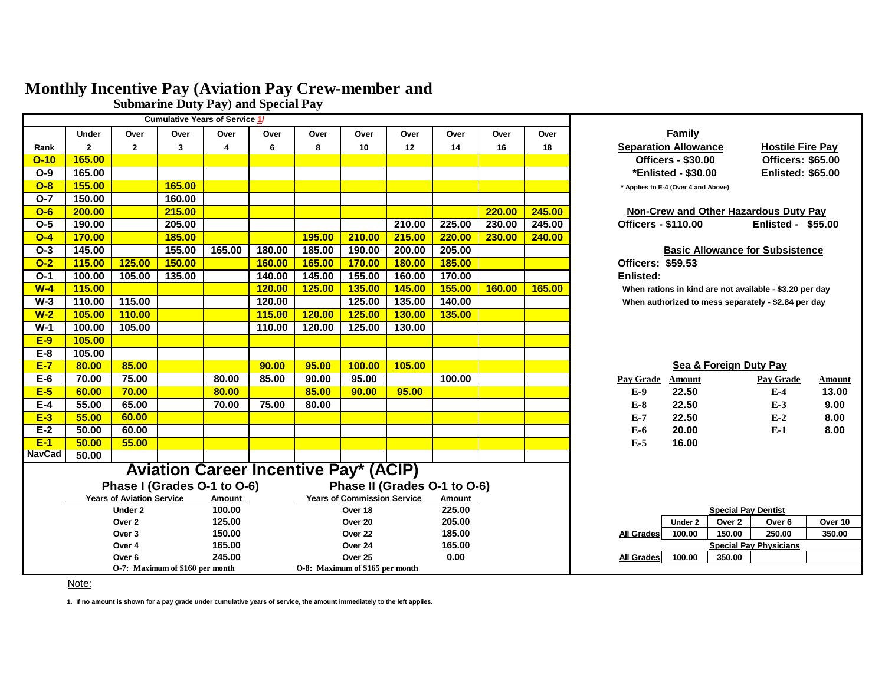# Monthly Incentive Pay (Aviation Pay Crew-member and Submarine Duty Pay) and Special Pay

| Rank | Under 2 | Over 2 | Over 3 | Over 4 | Over 6 | Over 8 | Over 10 | Over 12 | Over 14 | Over 16 | Over 18 |
|---|---|---|---|---|---|---|---|---|---|---|---|
| | Cumulative Years of Service 1/ | | | | | | | | | | |
| O-10 | 165.00 | | | | | | | | | | |
| O-9 | 165.00 | | | | | | | | | | |
| O-8 | 155.00 | | 165.00 | | | | | | | | |
| O-7 | 150.00 | | 160.00 | | | | | | | | |
| O-6 | 200.00 | | 215.00 | | | | | | | 220.00 | 245.00 |
| O-5 | 190.00 | | 205.00 | | | | | 210.00 | 225.00 | 230.00 | 245.00 |
| O-4 | 170.00 | | 185.00 | | | 195.00 | 210.00 | 215.00 | 220.00 | 230.00 | 240.00 |
| O-3 | 145.00 | | 155.00 | 165.00 | 180.00 | 185.00 | 190.00 | 200.00 | 205.00 | | |
| O-2 | 115.00 | 125.00 | 150.00 | | 160.00 | 165.00 | 170.00 | 180.00 | 185.00 | | |
| O-1 | 100.00 | 105.00 | 135.00 | | 140.00 | 145.00 | 155.00 | 160.00 | 170.00 | | |
| W-4 | 115.00 | | | | 120.00 | 125.00 | 135.00 | 145.00 | 155.00 | 160.00 | 165.00 |
| W-3 | 110.00 | 115.00 | | | 120.00 | | 125.00 | 135.00 | 140.00 | | |
| W-2 | 105.00 | 110.00 | | | 115.00 | 120.00 | 125.00 | 130.00 | 135.00 | | |
| W-1 | 100.00 | 105.00 | | | 110.00 | 120.00 | 125.00 | 130.00 | | | |
| E-9 | 105.00 | | | | | | | | | | |
| E-8 | 105.00 | | | | | | | | | | |
| E-7 | 80.00 | 85.00 | | | 90.00 | 95.00 | 100.00 | 105.00 | | | |
| E-6 | 70.00 | 75.00 | | 80.00 | 85.00 | 90.00 | 95.00 | | 100.00 | | |
| E-5 | 60.00 | 70.00 | | 80.00 | | 85.00 | 90.00 | 95.00 | | | |
| E-4 | 55.00 | 65.00 | | 70.00 | 75.00 | 80.00 | | | | | |
| E-3 | 55.00 | 60.00 | | | | | | | | | |
| E-2 | 50.00 | 60.00 | | | | | | | | | |
| E-1 | 50.00 | 55.00 | | | | | | | | | |
| NavCad | 50.00 | | | | | | | | | | |

## Aviation Career Incentive Pay* (ACIP)

| Phase I (Grades O-1 to O-6) Years of Aviation Service | Amount | Phase II (Grades O-1 to O-6) Years of Commission Service | Amount |
|---|---|---|---|
| Under 2 | 100.00 | Over 18 | 225.00 |
| Over 2 | 125.00 | Over 20 | 205.00 |
| Over 3 | 150.00 | Over 22 | 185.00 |
| Over 4 | 165.00 | Over 24 | 165.00 |
| Over 6 | 245.00 | Over 25 | 0.00 |
| O-7: Maximum of $160 per month | | O-8: Maximum of $165 per month | |

**Family Separation Allowance**

Officers - $30.00

*Enlisted - $30.00

* Applies to E-4 (Over 4 and Above)

**Hostile Fire Pay**

Officers: $65.00

Enlisted: $65.00

**Non-Crew and Other Hazardous Duty Pay**

Officers - $110.00

Enlisted - $55.00

**Basic Allowance for Subsistence**

Officers: $59.53

Enlisted:

When rations in kind are not available - $3.20 per day

When authorized to mess separately - $2.84 per day

**Sea & Foreign Duty Pay**

| Pay Grade | Amount | Pay Grade | Amount |
|---|---|---|---|
| E-9 | 22.50 | E-4 | 13.00 |
| E-8 | 22.50 | E-3 | 9.00 |
| E-7 | 22.50 | E-2 | 8.00 |
| E-6 | 20.00 | E-1 | 8.00 |
| E-5 | 16.00 | | |

| | Under 2 | Over 2 | Over 6 | Over 10 |
|---|---|---|---|---|
| **Special Pay Dentist** | | | | |
| All Grades | 100.00 | 150.00 | 250.00 | 350.00 |
| **Special Pay Physicians** | | | | |
| All Grades | 100.00 | 350.00 | | |

Note:

1. If no amount is shown for a pay grade under cumulative years of service, the amount immediately to the left applies.